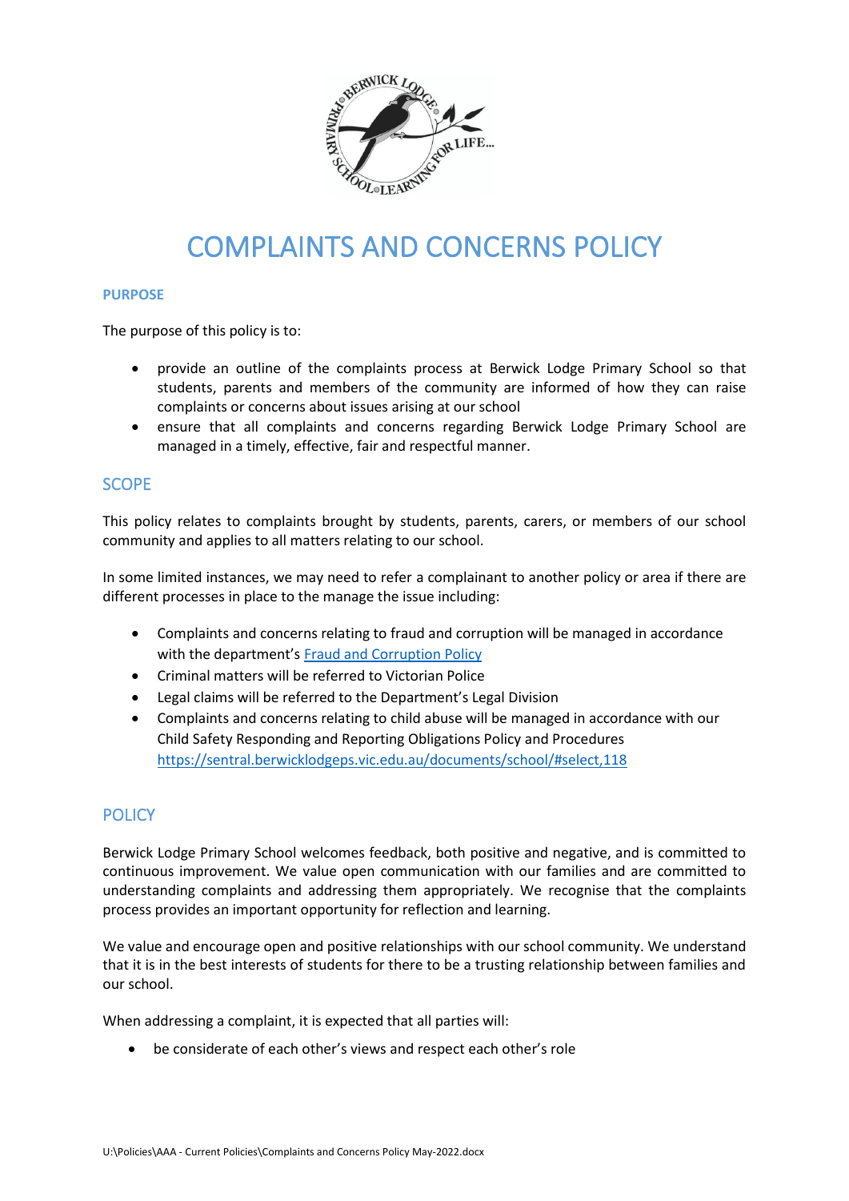# COMPLAINTS AND CONCERNS POLICY

## PURPOSE

The purpose of this policy is to:

- provide an outline of the complaints process at Berwick Lodge Primary School so that students, parents and members of the community are informed of how they can raise complaints or concerns about issues arising at our school
- ensure that all complaints and concerns regarding Berwick Lodge Primary School are managed in a timely, effective, fair and respectful manner.

## SCOPE

This policy relates to complaints brought by students, parents, carers, or members of our school community and applies to all matters relating to our school.

In some limited instances, we may need to refer a complainant to another policy or area if there are different processes in place to the manage the issue including:

- Complaints and concerns relating to fraud and corruption will be managed in accordance with the department's [Fraud and Corruption Policy](#)
- Criminal matters will be referred to Victorian Police
- Legal claims will be referred to the Department's Legal Division
- Complaints and concerns relating to child abuse will be managed in accordance with our Child Safety Responding and Reporting Obligations Policy and Procedures https://sentral.berwicklodgeps.vic.edu.au/documents/school/#select,118

## POLICY

Berwick Lodge Primary School welcomes feedback, both positive and negative, and is committed to continuous improvement. We value open communication with our families and are committed to understanding complaints and addressing them appropriately. We recognise that the complaints process provides an important opportunity for reflection and learning.

We value and encourage open and positive relationships with our school community. We understand that it is in the best interests of students for there to be a trusting relationship between families and our school.

When addressing a complaint, it is expected that all parties will:

- be considerate of each other's views and respect each other's role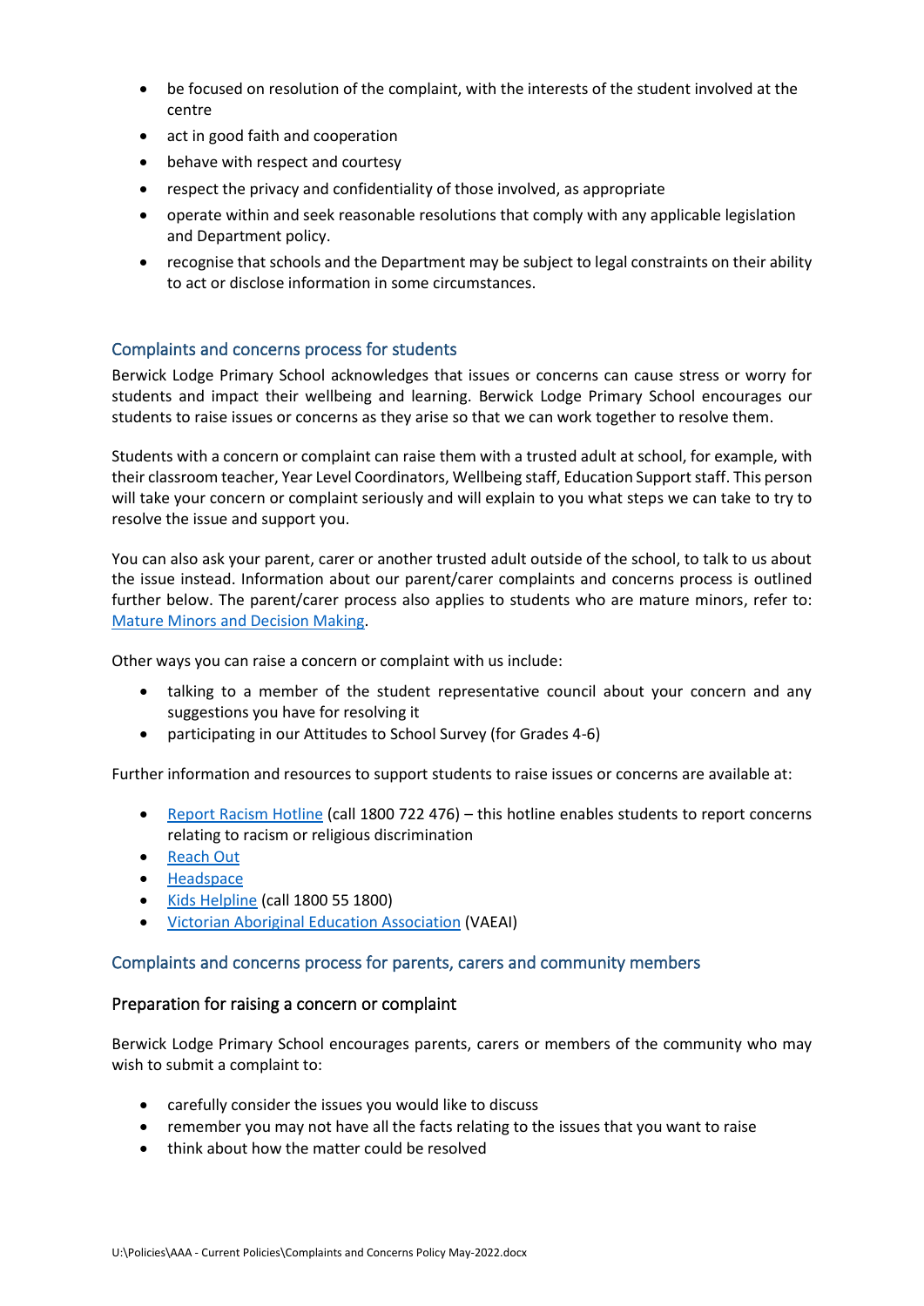- be focused on resolution of the complaint, with the interests of the student involved at the centre
- act in good faith and cooperation
- behave with respect and courtesy
- respect the privacy and confidentiality of those involved, as appropriate
- operate within and seek reasonable resolutions that comply with any applicable legislation and Department policy.
- recognise that schools and the Department may be subject to legal constraints on their ability to act or disclose information in some circumstances.

## Complaints and concerns process for students

Berwick Lodge Primary School acknowledges that issues or concerns can cause stress or worry for students and impact their wellbeing and learning. Berwick Lodge Primary School encourages our students to raise issues or concerns as they arise so that we can work together to resolve them.

Students with a concern or complaint can raise them with a trusted adult at school, for example, with their classroom teacher, Year Level Coordinators, Wellbeing staff, Education Support staff. This person will take your concern or complaint seriously and will explain to you what steps we can take to try to resolve the issue and support you.

You can also ask your parent, carer or another trusted adult outside of the school, to talk to us about the issue instead. Information about our parent/carer complaints and concerns process is outlined further below. The parent/carer process also applies to students who are mature minors, refer to: [Mature Minors and Decision Making](Mature Minors and Decision Making).

Other ways you can raise a concern or complaint with us include:

- talking to a member of the student representative council about your concern and any suggestions you have for resolving it
- participating in our Attitudes to School Survey (for Grades 4-6)

Further information and resources to support students to raise issues or concerns are available at:

- Report Racism Hotline (call 1800 722 476) – this hotline enables students to report concerns relating to racism or religious discrimination
- Reach Out
- Headspace
- Kids Helpline (call 1800 55 1800)
- Victorian Aboriginal Education Association (VAEAI)

## Complaints and concerns process for parents, carers and community members

### Preparation for raising a concern or complaint

Berwick Lodge Primary School encourages parents, carers or members of the community who may wish to submit a complaint to:

- carefully consider the issues you would like to discuss
- remember you may not have all the facts relating to the issues that you want to raise
- think about how the matter could be resolved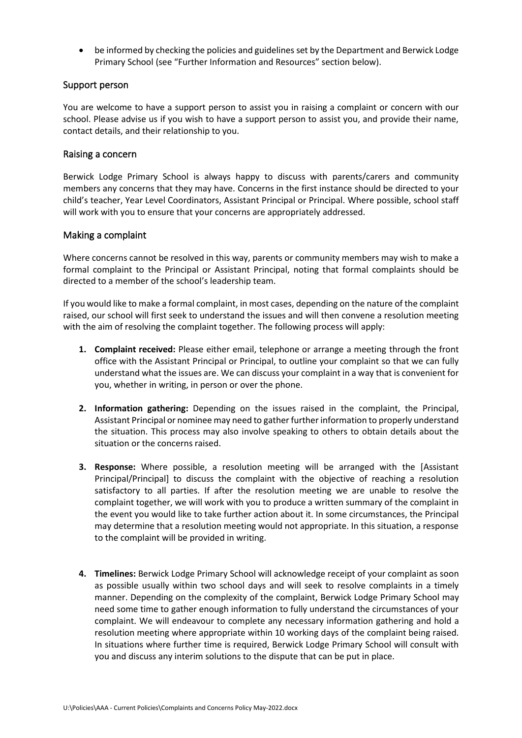- be informed by checking the policies and guidelines set by the Department and Berwick Lodge Primary School (see "Further Information and Resources" section below).

## Support person

You are welcome to have a support person to assist you in raising a complaint or concern with our school. Please advise us if you wish to have a support person to assist you, and provide their name, contact details, and their relationship to you.

## Raising a concern

Berwick Lodge Primary School is always happy to discuss with parents/carers and community members any concerns that they may have. Concerns in the first instance should be directed to your child's teacher, Year Level Coordinators, Assistant Principal or Principal. Where possible, school staff will work with you to ensure that your concerns are appropriately addressed.

## Making a complaint

Where concerns cannot be resolved in this way, parents or community members may wish to make a formal complaint to the Principal or Assistant Principal, noting that formal complaints should be directed to a member of the school's leadership team.

If you would like to make a formal complaint, in most cases, depending on the nature of the complaint raised, our school will first seek to understand the issues and will then convene a resolution meeting with the aim of resolving the complaint together. The following process will apply:

1. **Complaint received:** Please either email, telephone or arrange a meeting through the front office with the Assistant Principal or Principal, to outline your complaint so that we can fully understand what the issues are. We can discuss your complaint in a way that is convenient for you, whether in writing, in person or over the phone.

2. **Information gathering:** Depending on the issues raised in the complaint, the Principal, Assistant Principal or nominee may need to gather further information to properly understand the situation. This process may also involve speaking to others to obtain details about the situation or the concerns raised.

3. **Response:** Where possible, a resolution meeting will be arranged with the [Assistant Principal/Principal] to discuss the complaint with the objective of reaching a resolution satisfactory to all parties. If after the resolution meeting we are unable to resolve the complaint together, we will work with you to produce a written summary of the complaint in the event you would like to take further action about it. In some circumstances, the Principal may determine that a resolution meeting would not appropriate. In this situation, a response to the complaint will be provided in writing.

4. **Timelines:** Berwick Lodge Primary School will acknowledge receipt of your complaint as soon as possible usually within two school days and will seek to resolve complaints in a timely manner. Depending on the complexity of the complaint, Berwick Lodge Primary School may need some time to gather enough information to fully understand the circumstances of your complaint. We will endeavour to complete any necessary information gathering and hold a resolution meeting where appropriate within 10 working days of the complaint being raised. In situations where further time is required, Berwick Lodge Primary School will consult with you and discuss any interim solutions to the dispute that can be put in place.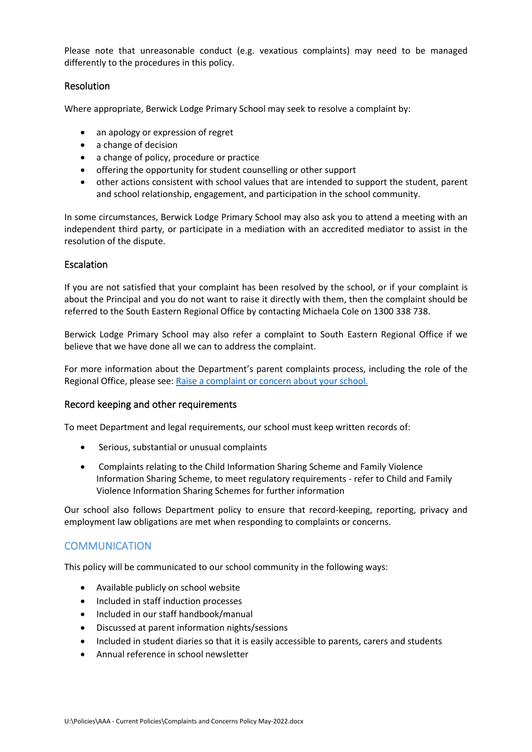Please note that unreasonable conduct (e.g. vexatious complaints) may need to be managed differently to the procedures in this policy.

### Resolution

Where appropriate, Berwick Lodge Primary School may seek to resolve a complaint by:

- an apology or expression of regret
- a change of decision
- a change of policy, procedure or practice
- offering the opportunity for student counselling or other support
- other actions consistent with school values that are intended to support the student, parent and school relationship, engagement, and participation in the school community.

In some circumstances, Berwick Lodge Primary School may also ask you to attend a meeting with an independent third party, or participate in a mediation with an accredited mediator to assist in the resolution of the dispute.

### Escalation

If you are not satisfied that your complaint has been resolved by the school, or if your complaint is about the Principal and you do not want to raise it directly with them, then the complaint should be referred to the South Eastern Regional Office by contacting Michaela Cole on 1300 338 738.

Berwick Lodge Primary School may also refer a complaint to South Eastern Regional Office if we believe that we have done all we can to address the complaint.

For more information about the Department's parent complaints process, including the role of the Regional Office, please see: Raise a complaint or concern about your school.

### Record keeping and other requirements

To meet Department and legal requirements, our school must keep written records of:

- Serious, substantial or unusual complaints
- Complaints relating to the Child Information Sharing Scheme and Family Violence Information Sharing Scheme, to meet regulatory requirements - refer to Child and Family Violence Information Sharing Schemes for further information

Our school also follows Department policy to ensure that record-keeping, reporting, privacy and employment law obligations are met when responding to complaints or concerns.

## COMMUNICATION

This policy will be communicated to our school community in the following ways:

- Available publicly on school website
- Included in staff induction processes
- Included in our staff handbook/manual
- Discussed at parent information nights/sessions
- Included in student diaries so that it is easily accessible to parents, carers and students
- Annual reference in school newsletter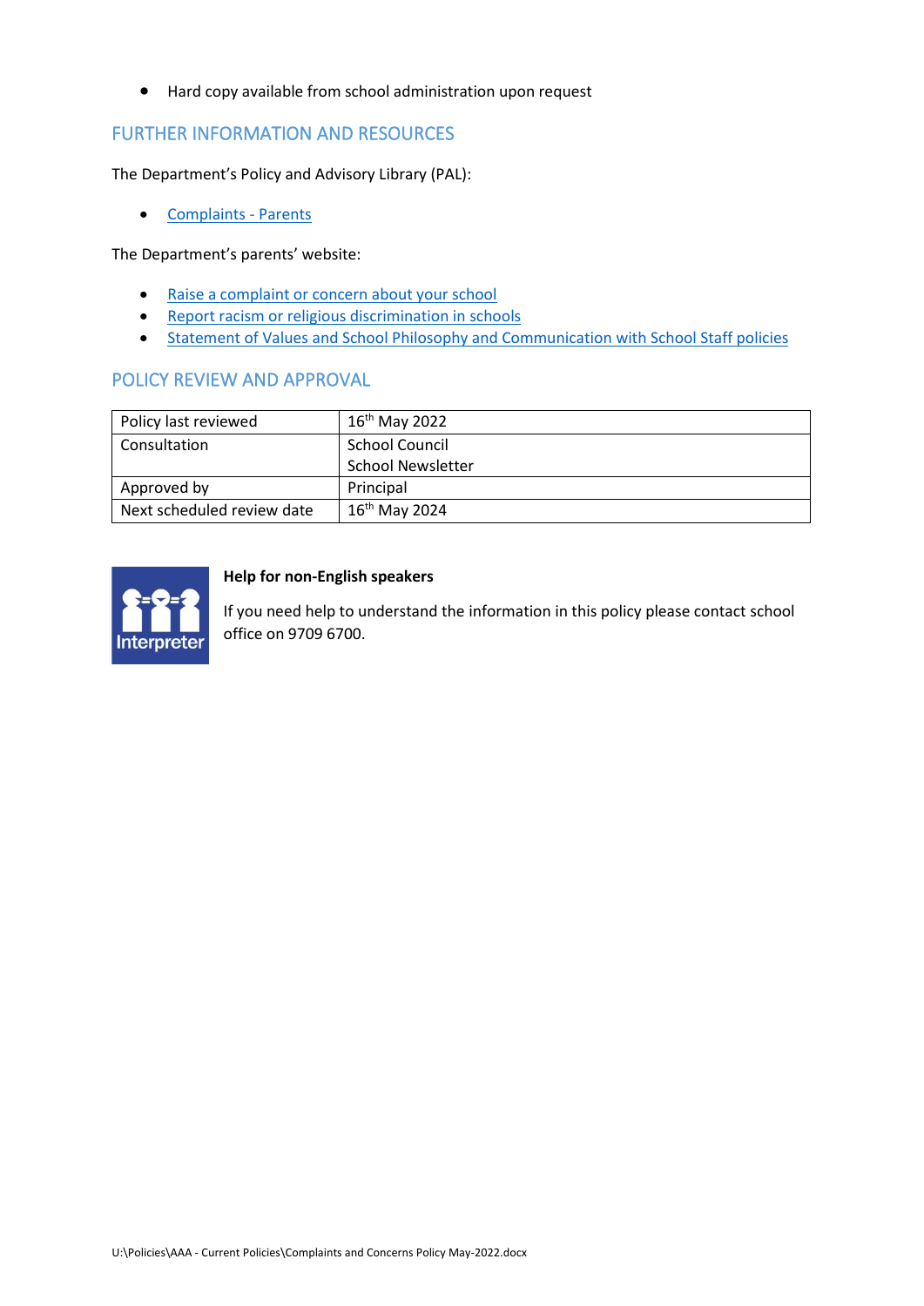- Hard copy available from school administration upon request

## FURTHER INFORMATION AND RESOURCES

The Department's Policy and Advisory Library (PAL):

- Complaints - Parents

The Department's parents' website:

- Raise a complaint or concern about your school
- Report racism or religious discrimination in schools
- Statement of Values and School Philosophy and Communication with School Staff policies

## POLICY REVIEW AND APPROVAL

| | |
|---|---|
| Policy last reviewed | 16th May 2022 |
| Consultation | School Council<br>School Newsletter |
| Approved by | Principal |
| Next scheduled review date | 16th May 2024 |

Interpreter

**Help for non-English speakers**

If you need help to understand the information in this policy please contact school office on 9709 6700.

U:\Policies\AAA - Current Policies\Complaints and Concerns Policy May-2022.docx